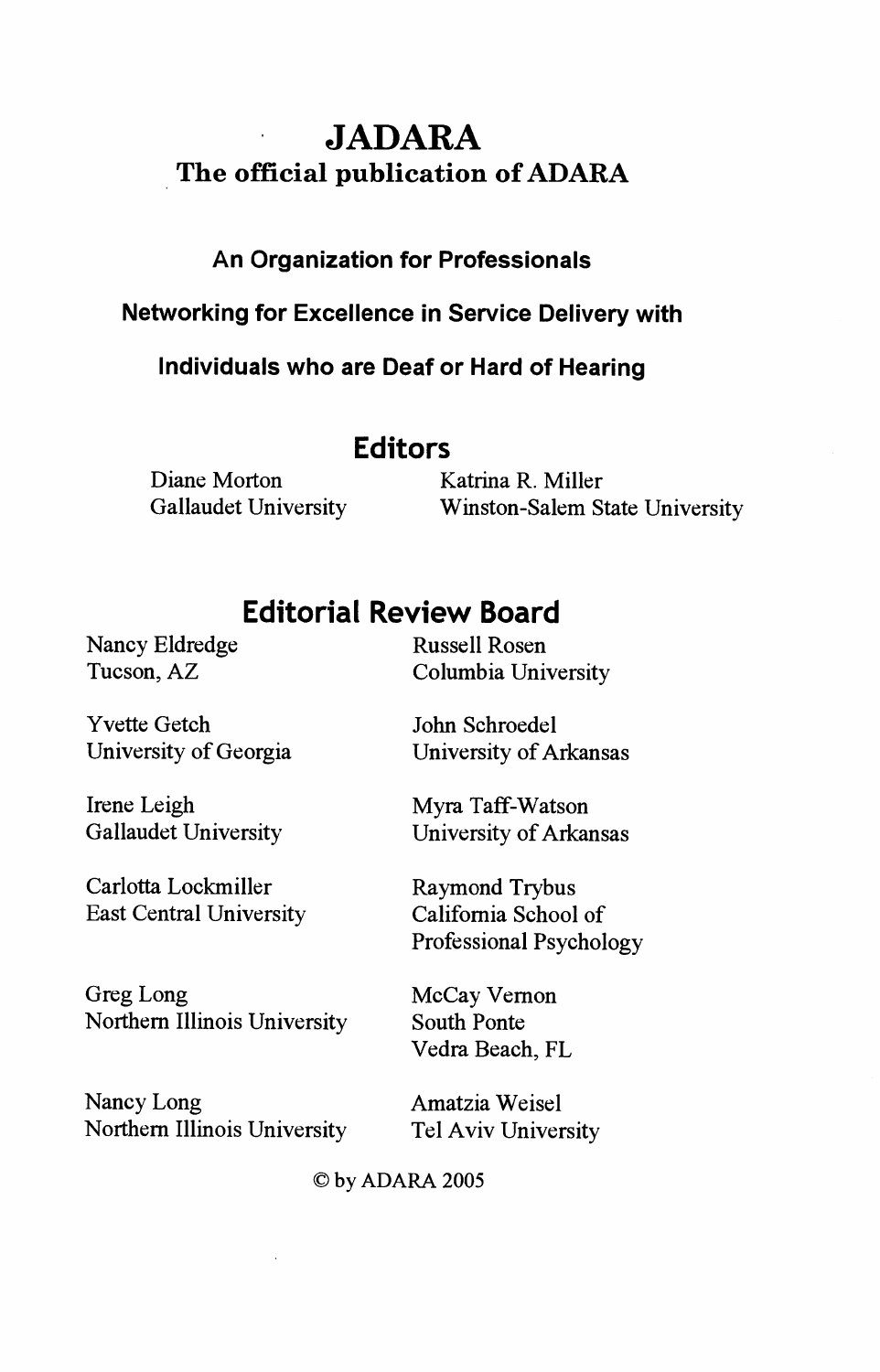# JADARA

## The official publication of ADARA

**An Organization for Professionals**

**Networking for Excellence in Service Delivery with**

**Individuals who are Deaf or Hard of Hearing**

## Editors

Diane Morton
Gallaudet University

Katrina R. Miller
Winston-Salem State University

## Editorial Review Board

Nancy Eldredge
Tucson, AZ

Yvette Getch
University of Georgia

Irene Leigh
Gallaudet University

Carlotta Lockmiller
East Central University

Greg Long
Northern Illinois University

Nancy Long
Northern Illinois University

Russell Rosen
Columbia University

John Schroedel
University of Arkansas

Myra Taff-Watson
University of Arkansas

Raymond Trybus
California School of Professional Psychology

McCay Vernon
South Ponte
Vedra Beach, FL

Amatzia Weisel
Tel Aviv University

© by ADARA 2005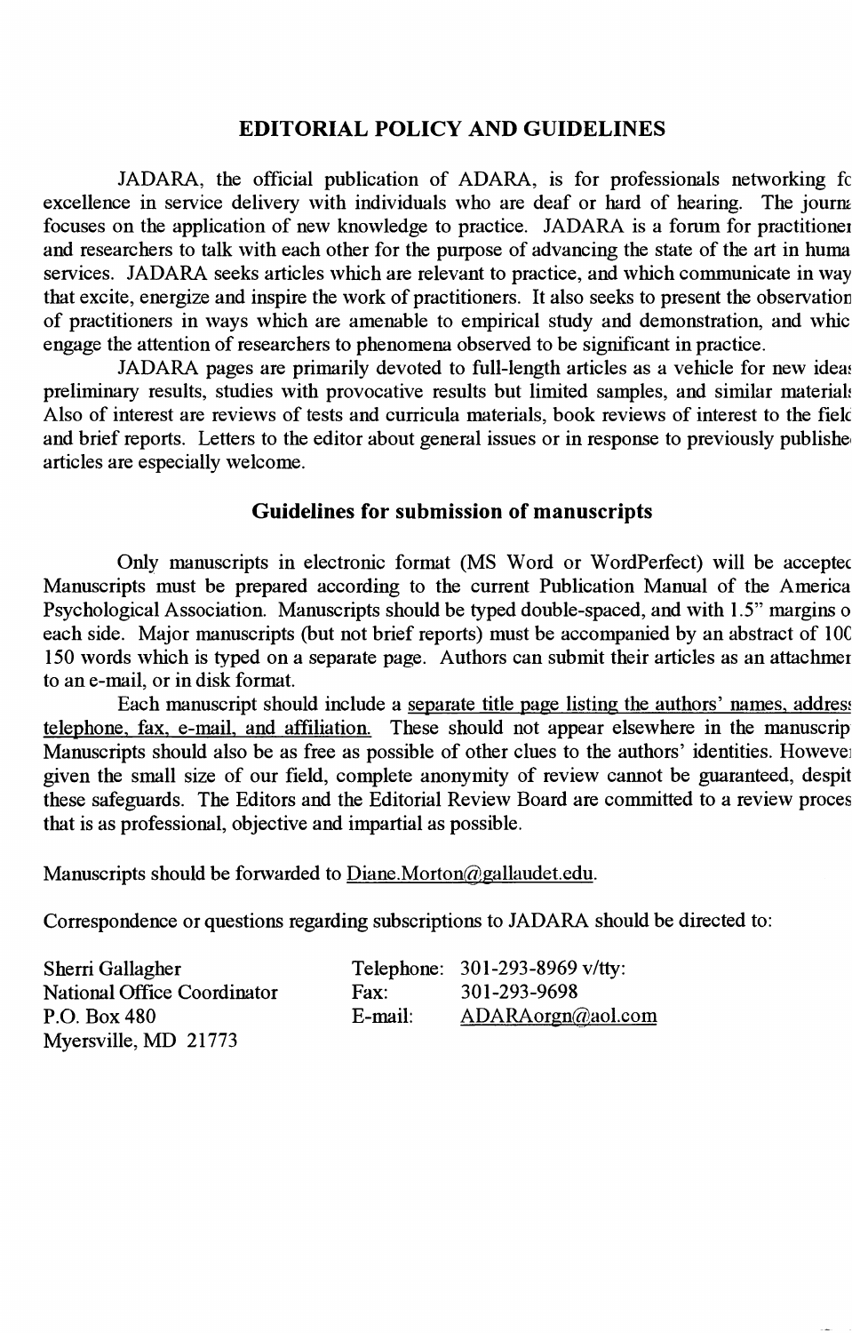## EDITORIAL POLICY AND GUIDELINES

JADARA, the official publication of ADARA, is for professionals networking for excellence in service delivery with individuals who are deaf or hard of hearing. The journal focuses on the application of new knowledge to practice. JADARA is a forum for practitioners and researchers to talk with each other for the purpose of advancing the state of the art in human services. JADARA seeks articles which are relevant to practice, and which communicate in ways that excite, energize and inspire the work of practitioners. It also seeks to present the observations of practitioners in ways which are amenable to empirical study and demonstration, and which engage the attention of researchers to phenomena observed to be significant in practice.

JADARA pages are primarily devoted to full-length articles as a vehicle for new ideas, preliminary results, studies with provocative results but limited samples, and similar materials. Also of interest are reviews of tests and curricula materials, book reviews of interest to the field, and brief reports. Letters to the editor about general issues or in response to previously published articles are especially welcome.

### Guidelines for submission of manuscripts

Only manuscripts in electronic format (MS Word or WordPerfect) will be accepted. Manuscripts must be prepared according to the current Publication Manual of the American Psychological Association. Manuscripts should be typed double-spaced, and with 1.5" margins on each side. Major manuscripts (but not brief reports) must be accompanied by an abstract of 100-150 words which is typed on a separate page. Authors can submit their articles as an attachment to an e-mail, or in disk format.

Each manuscript should include a separate title page listing the authors' names, address, telephone, fax, e-mail, and affiliation. These should not appear elsewhere in the manuscript. Manuscripts should also be as free as possible of other clues to the authors' identities. However, given the small size of our field, complete anonymity of review cannot be guaranteed, despite these safeguards. The Editors and the Editorial Review Board are committed to a review process that is as professional, objective and impartial as possible.

Manuscripts should be forwarded to Diane.Morton@gallaudet.edu.

Correspondence or questions regarding subscriptions to JADARA should be directed to:

Sherri Gallagher
National Office Coordinator
P.O. Box 480
Myersville, MD 21773

Telephone: 301-293-8969 v/tty:
Fax: 301-293-9698
E-mail: ADARAorgn@aol.com